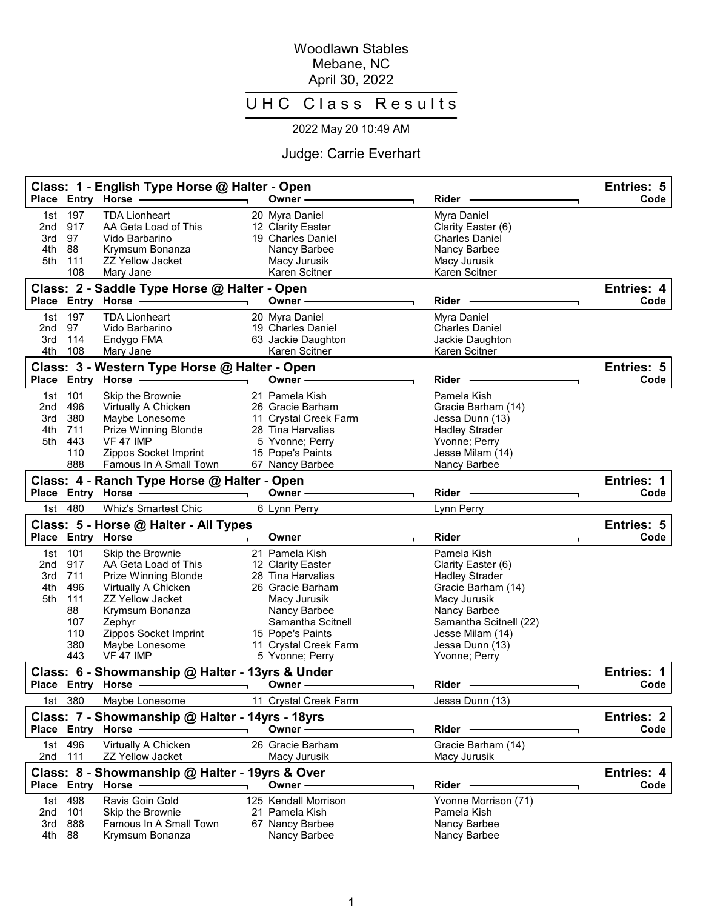Woodlawn Stables
Mebane, NC
April 30, 2022

# UHC Class Results

2022 May 20 10:49 AM

Judge: Carrie Everhart

## Class: 1 - English Type Horse @ Halter - Open

Entries: 5

| Place | Entry | Horse | Owner | Rider | Code |
|---|---|---|---|---|---|
| 1st | 197 | TDA Lionheart | 20 Myra Daniel | Myra Daniel | |
| 2nd | 917 | AA Geta Load of This | 12 Clarity Easter | Clarity Easter (6) | |
| 3rd | 97 | Vido Barbarino | 19 Charles Daniel | Charles Daniel | |
| 4th | 88 | Krymsum Bonanza | Nancy Barbee | Nancy Barbee | |
| 5th | 111 | ZZ Yellow Jacket | Macy Jurusik | Macy Jurusik | |
| | 108 | Mary Jane | Karen Scitner | Karen Scitner | |

## Class: 2 - Saddle Type Horse @ Halter - Open

Entries: 4

| Place | Entry | Horse | Owner | Rider | Code |
|---|---|---|---|---|---|
| 1st | 197 | TDA Lionheart | 20 Myra Daniel | Myra Daniel | |
| 2nd | 97 | Vido Barbarino | 19 Charles Daniel | Charles Daniel | |
| 3rd | 114 | Endygo FMA | 63 Jackie Daughton | Jackie Daughton | |
| 4th | 108 | Mary Jane | Karen Scitner | Karen Scitner | |

## Class: 3 - Western Type Horse @ Halter - Open

Entries: 5

| Place | Entry | Horse | Owner | Rider | Code |
|---|---|---|---|---|---|
| 1st | 101 | Skip the Brownie | 21 Pamela Kish | Pamela Kish | |
| 2nd | 496 | Virtually A Chicken | 26 Gracie Barham | Gracie Barham (14) | |
| 3rd | 380 | Maybe Lonesome | 11 Crystal Creek Farm | Jessa Dunn (13) | |
| 4th | 711 | Prize Winning Blonde | 28 Tina Harvalias | Hadley Strader | |
| 5th | 443 | VF 47 IMP | 5 Yvonne; Perry | Yvonne; Perry | |
| | 110 | Zippos Socket Imprint | 15 Pope's Paints | Jesse Milam (14) | |
| | 888 | Famous In A Small Town | 67 Nancy Barbee | Nancy Barbee | |

## Class: 4 - Ranch Type Horse @ Halter - Open

Entries: 1

| Place | Entry | Horse | Owner | Rider | Code |
|---|---|---|---|---|---|
| 1st | 480 | Whiz's Smartest Chic | 6 Lynn Perry | Lynn Perry | |

## Class: 5 - Horse @ Halter - All Types

Entries: 5

| Place | Entry | Horse | Owner | Rider | Code |
|---|---|---|---|---|---|
| 1st | 101 | Skip the Brownie | 21 Pamela Kish | Pamela Kish | |
| 2nd | 917 | AA Geta Load of This | 12 Clarity Easter | Clarity Easter (6) | |
| 3rd | 711 | Prize Winning Blonde | 28 Tina Harvalias | Hadley Strader | |
| 4th | 496 | Virtually A Chicken | 26 Gracie Barham | Gracie Barham (14) | |
| 5th | 111 | ZZ Yellow Jacket | Macy Jurusik | Macy Jurusik | |
| | 88 | Krymsum Bonanza | Nancy Barbee | Nancy Barbee | |
| | 107 | Zephyr | Samantha Scitnell | Samantha Scitnell (22) | |
| | 110 | Zippos Socket Imprint | 15 Pope's Paints | Jesse Milam (14) | |
| | 380 | Maybe Lonesome | 11 Crystal Creek Farm | Jessa Dunn (13) | |
| | 443 | VF 47 IMP | 5 Yvonne; Perry | Yvonne; Perry | |

## Class: 6 - Showmanship @ Halter - 13yrs & Under

Entries: 1

| Place | Entry | Horse | Owner | Rider | Code |
|---|---|---|---|---|---|
| 1st | 380 | Maybe Lonesome | 11 Crystal Creek Farm | Jessa Dunn (13) | |

## Class: 7 - Showmanship @ Halter - 14yrs - 18yrs

Entries: 2

| Place | Entry | Horse | Owner | Rider | Code |
|---|---|---|---|---|---|
| 1st | 496 | Virtually A Chicken | 26 Gracie Barham | Gracie Barham (14) | |
| 2nd | 111 | ZZ Yellow Jacket | Macy Jurusik | Macy Jurusik | |

## Class: 8 - Showmanship @ Halter - 19yrs & Over

Entries: 4

| Place | Entry | Horse | Owner | Rider | Code |
|---|---|---|---|---|---|
| 1st | 498 | Ravis Goin Gold | 125 Kendall Morrison | Yvonne Morrison (71) | |
| 2nd | 101 | Skip the Brownie | 21 Pamela Kish | Pamela Kish | |
| 3rd | 888 | Famous In A Small Town | 67 Nancy Barbee | Nancy Barbee | |
| 4th | 88 | Krymsum Bonanza | Nancy Barbee | Nancy Barbee | |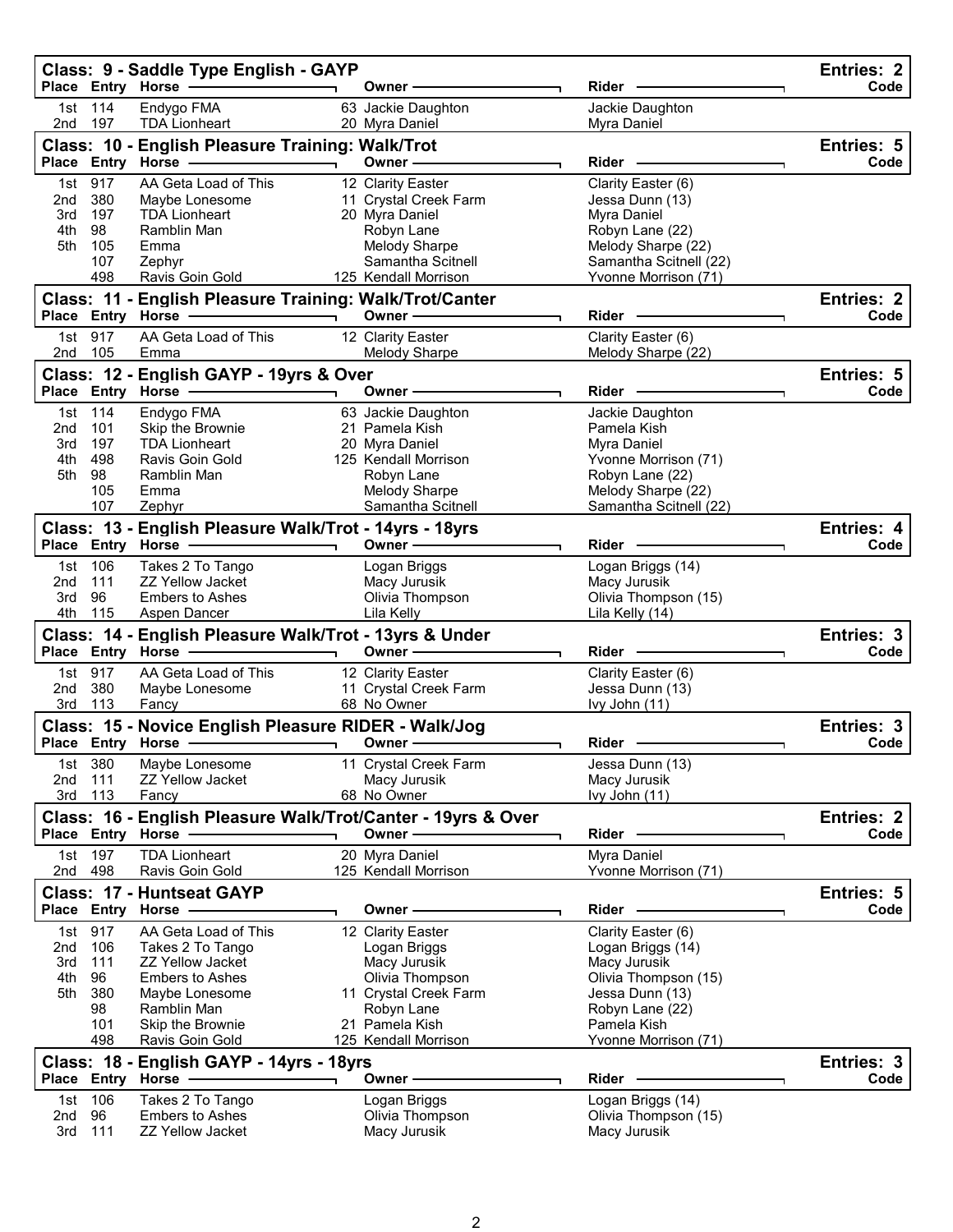## Class: 9 - Saddle Type English - GAYP

Entries: 2

| Place | Entry | Horse | Owner | Rider | Code |
|---|---|---|---|---|---|
| 1st | 114 | Endygo FMA | 63 Jackie Daughton | Jackie Daughton | |
| 2nd | 197 | TDA Lionheart | 20 Myra Daniel | Myra Daniel | |

## Class: 10 - English Pleasure Training: Walk/Trot

Entries: 5

| Place | Entry | Horse | Owner | Rider | Code |
|---|---|---|---|---|---|
| 1st | 917 | AA Geta Load of This | 12 Clarity Easter | Clarity Easter (6) | |
| 2nd | 380 | Maybe Lonesome | 11 Crystal Creek Farm | Jessa Dunn (13) | |
| 3rd | 197 | TDA Lionheart | 20 Myra Daniel | Myra Daniel | |
| 4th | 98 | Ramblin Man | Robyn Lane | Robyn Lane (22) | |
| 5th | 105 | Emma | Melody Sharpe | Melody Sharpe (22) | |
| | 107 | Zephyr | Samantha Scitnell | Samantha Scitnell (22) | |
| | 498 | Ravis Goin Gold | 125 Kendall Morrison | Yvonne Morrison (71) | |

## Class: 11 - English Pleasure Training: Walk/Trot/Canter

Entries: 2

| Place | Entry | Horse | Owner | Rider | Code |
|---|---|---|---|---|---|
| 1st | 917 | AA Geta Load of This | 12 Clarity Easter | Clarity Easter (6) | |
| 2nd | 105 | Emma | Melody Sharpe | Melody Sharpe (22) | |

## Class: 12 - English GAYP - 19yrs & Over

Entries: 5

| Place | Entry | Horse | Owner | Rider | Code |
|---|---|---|---|---|---|
| 1st | 114 | Endygo FMA | 63 Jackie Daughton | Jackie Daughton | |
| 2nd | 101 | Skip the Brownie | 21 Pamela Kish | Pamela Kish | |
| 3rd | 197 | TDA Lionheart | 20 Myra Daniel | Myra Daniel | |
| 4th | 498 | Ravis Goin Gold | 125 Kendall Morrison | Yvonne Morrison (71) | |
| 5th | 98 | Ramblin Man | Robyn Lane | Robyn Lane (22) | |
| | 105 | Emma | Melody Sharpe | Melody Sharpe (22) | |
| | 107 | Zephyr | Samantha Scitnell | Samantha Scitnell (22) | |

## Class: 13 - English Pleasure Walk/Trot - 14yrs - 18yrs

Entries: 4

| Place | Entry | Horse | Owner | Rider | Code |
|---|---|---|---|---|---|
| 1st | 106 | Takes 2 To Tango | Logan Briggs | Logan Briggs (14) | |
| 2nd | 111 | ZZ Yellow Jacket | Macy Jurusik | Macy Jurusik | |
| 3rd | 96 | Embers to Ashes | Olivia Thompson | Olivia Thompson (15) | |
| 4th | 115 | Aspen Dancer | Lila Kelly | Lila Kelly (14) | |

## Class: 14 - English Pleasure Walk/Trot - 13yrs & Under

Entries: 3

| Place | Entry | Horse | Owner | Rider | Code |
|---|---|---|---|---|---|
| 1st | 917 | AA Geta Load of This | 12 Clarity Easter | Clarity Easter (6) | |
| 2nd | 380 | Maybe Lonesome | 11 Crystal Creek Farm | Jessa Dunn (13) | |
| 3rd | 113 | Fancy | 68 No Owner | Ivy John (11) | |

## Class: 15 - Novice English Pleasure RIDER - Walk/Jog

Entries: 3

| Place | Entry | Horse | Owner | Rider | Code |
|---|---|---|---|---|---|
| 1st | 380 | Maybe Lonesome | 11 Crystal Creek Farm | Jessa Dunn (13) | |
| 2nd | 111 | ZZ Yellow Jacket | Macy Jurusik | Macy Jurusik | |
| 3rd | 113 | Fancy | 68 No Owner | Ivy John (11) | |

## Class: 16 - English Pleasure Walk/Trot/Canter - 19yrs & Over

Entries: 2

| Place | Entry | Horse | Owner | Rider | Code |
|---|---|---|---|---|---|
| 1st | 197 | TDA Lionheart | 20 Myra Daniel | Myra Daniel | |
| 2nd | 498 | Ravis Goin Gold | 125 Kendall Morrison | Yvonne Morrison (71) | |

## Class: 17 - Huntseat GAYP

Entries: 5

| Place | Entry | Horse | Owner | Rider | Code |
|---|---|---|---|---|---|
| 1st | 917 | AA Geta Load of This | 12 Clarity Easter | Clarity Easter (6) | |
| 2nd | 106 | Takes 2 To Tango | Logan Briggs | Logan Briggs (14) | |
| 3rd | 111 | ZZ Yellow Jacket | Macy Jurusik | Macy Jurusik | |
| 4th | 96 | Embers to Ashes | Olivia Thompson | Olivia Thompson (15) | |
| 5th | 380 | Maybe Lonesome | 11 Crystal Creek Farm | Jessa Dunn (13) | |
| | 98 | Ramblin Man | Robyn Lane | Robyn Lane (22) | |
| | 101 | Skip the Brownie | 21 Pamela Kish | Pamela Kish | |
| | 498 | Ravis Goin Gold | 125 Kendall Morrison | Yvonne Morrison (71) | |

## Class: 18 - English GAYP - 14yrs - 18yrs

Entries: 3

| Place | Entry | Horse | Owner | Rider | Code |
|---|---|---|---|---|---|
| 1st | 106 | Takes 2 To Tango | Logan Briggs | Logan Briggs (14) | |
| 2nd | 96 | Embers to Ashes | Olivia Thompson | Olivia Thompson (15) | |
| 3rd | 111 | ZZ Yellow Jacket | Macy Jurusik | Macy Jurusik | |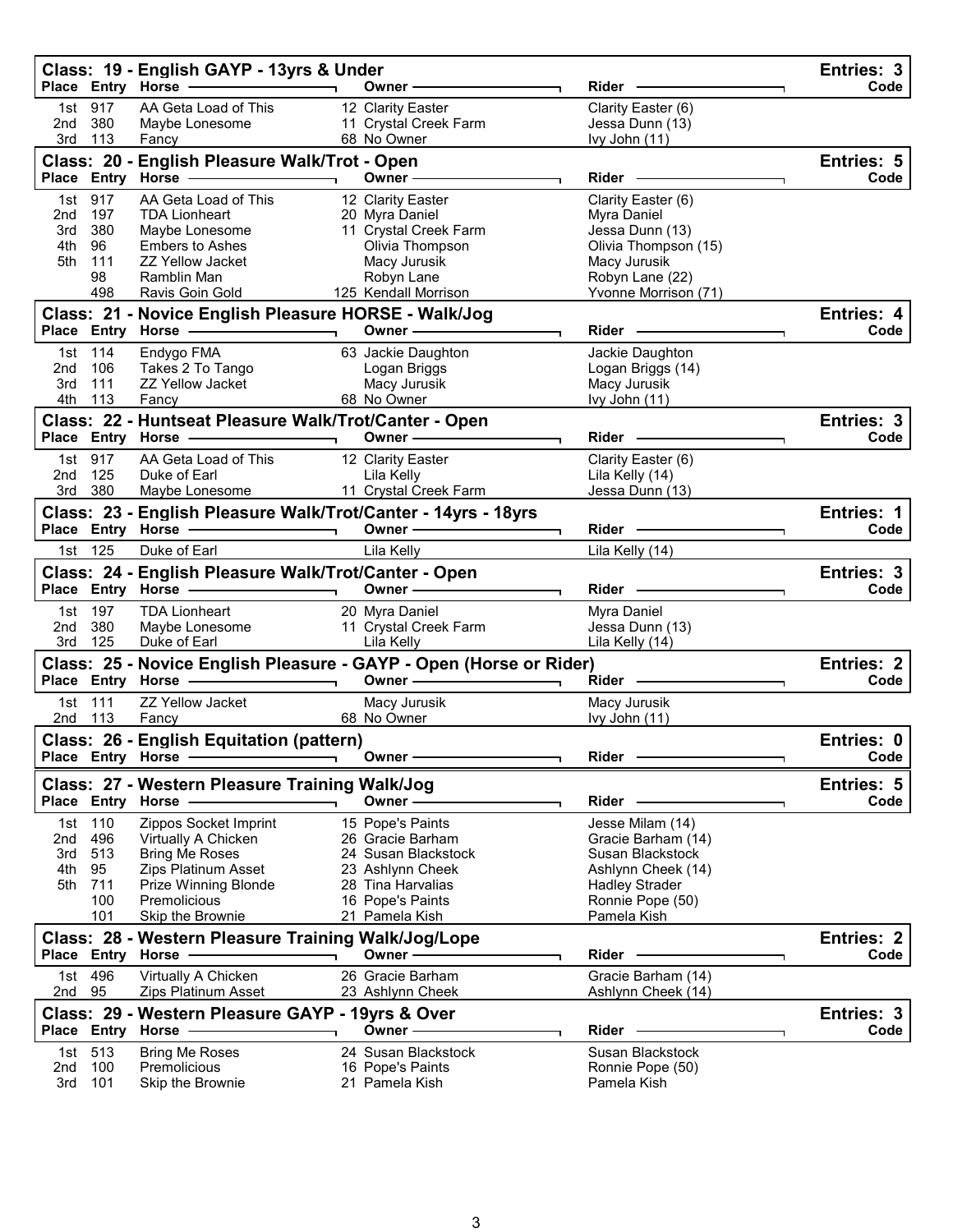## Class: 19 - English GAYP - 13yrs & Under

Entries: 3

| Place | Entry | Horse | Owner | Rider | Code |
|---|---|---|---|---|---|
| 1st | 917 | AA Geta Load of This | 12 Clarity Easter | Clarity Easter (6) | |
| 2nd | 380 | Maybe Lonesome | 11 Crystal Creek Farm | Jessa Dunn (13) | |
| 3rd | 113 | Fancy | 68 No Owner | Ivy John (11) | |

## Class: 20 - English Pleasure Walk/Trot - Open

Entries: 5

| Place | Entry | Horse | Owner | Rider | Code |
|---|---|---|---|---|---|
| 1st | 917 | AA Geta Load of This | 12 Clarity Easter | Clarity Easter (6) | |
| 2nd | 197 | TDA Lionheart | 20 Myra Daniel | Myra Daniel | |
| 3rd | 380 | Maybe Lonesome | 11 Crystal Creek Farm | Jessa Dunn (13) | |
| 4th | 96 | Embers to Ashes | Olivia Thompson | Olivia Thompson (15) | |
| 5th | 111 | ZZ Yellow Jacket | Macy Jurusik | Macy Jurusik | |
| | 98 | Ramblin Man | Robyn Lane | Robyn Lane (22) | |
| | 498 | Ravis Goin Gold | 125 Kendall Morrison | Yvonne Morrison (71) | |

## Class: 21 - Novice English Pleasure HORSE - Walk/Jog

Entries: 4

| Place | Entry | Horse | Owner | Rider | Code |
|---|---|---|---|---|---|
| 1st | 114 | Endygo FMA | 63 Jackie Daughton | Jackie Daughton | |
| 2nd | 106 | Takes 2 To Tango | Logan Briggs | Logan Briggs (14) | |
| 3rd | 111 | ZZ Yellow Jacket | Macy Jurusik | Macy Jurusik | |
| 4th | 113 | Fancy | 68 No Owner | Ivy John (11) | |

## Class: 22 - Huntseat Pleasure Walk/Trot/Canter - Open

Entries: 3

| Place | Entry | Horse | Owner | Rider | Code |
|---|---|---|---|---|---|
| 1st | 917 | AA Geta Load of This | 12 Clarity Easter | Clarity Easter (6) | |
| 2nd | 125 | Duke of Earl | Lila Kelly | Lila Kelly (14) | |
| 3rd | 380 | Maybe Lonesome | 11 Crystal Creek Farm | Jessa Dunn (13) | |

## Class: 23 - English Pleasure Walk/Trot/Canter - 14yrs - 18yrs

Entries: 1

| Place | Entry | Horse | Owner | Rider | Code |
|---|---|---|---|---|---|
| 1st | 125 | Duke of Earl | Lila Kelly | Lila Kelly (14) | |

## Class: 24 - English Pleasure Walk/Trot/Canter - Open

Entries: 3

| Place | Entry | Horse | Owner | Rider | Code |
|---|---|---|---|---|---|
| 1st | 197 | TDA Lionheart | 20 Myra Daniel | Myra Daniel | |
| 2nd | 380 | Maybe Lonesome | 11 Crystal Creek Farm | Jessa Dunn (13) | |
| 3rd | 125 | Duke of Earl | Lila Kelly | Lila Kelly (14) | |

## Class: 25 - Novice English Pleasure - GAYP - Open (Horse or Rider)

Entries: 2

| Place | Entry | Horse | Owner | Rider | Code |
|---|---|---|---|---|---|
| 1st | 111 | ZZ Yellow Jacket | Macy Jurusik | Macy Jurusik | |
| 2nd | 113 | Fancy | 68 No Owner | Ivy John (11) | |

## Class: 26 - English Equitation (pattern)

Entries: 0

| Place | Entry | Horse | Owner | Rider | Code |
|---|---|---|---|---|---|

## Class: 27 - Western Pleasure Training Walk/Jog

Entries: 5

| Place | Entry | Horse | Owner | Rider | Code |
|---|---|---|---|---|---|
| 1st | 110 | Zippos Socket Imprint | 15 Pope's Paints | Jesse Milam (14) | |
| 2nd | 496 | Virtually A Chicken | 26 Gracie Barham | Gracie Barham (14) | |
| 3rd | 513 | Bring Me Roses | 24 Susan Blackstock | Susan Blackstock | |
| 4th | 95 | Zips Platinum Asset | 23 Ashlynn Cheek | Ashlynn Cheek (14) | |
| 5th | 711 | Prize Winning Blonde | 28 Tina Harvalias | Hadley Strader | |
| | 100 | Premolicious | 16 Pope's Paints | Ronnie Pope (50) | |
| | 101 | Skip the Brownie | 21 Pamela Kish | Pamela Kish | |

## Class: 28 - Western Pleasure Training Walk/Jog/Lope

Entries: 2

| Place | Entry | Horse | Owner | Rider | Code |
|---|---|---|---|---|---|
| 1st | 496 | Virtually A Chicken | 26 Gracie Barham | Gracie Barham (14) | |
| 2nd | 95 | Zips Platinum Asset | 23 Ashlynn Cheek | Ashlynn Cheek (14) | |

## Class: 29 - Western Pleasure GAYP - 19yrs & Over

Entries: 3

| Place | Entry | Horse | Owner | Rider | Code |
|---|---|---|---|---|---|
| 1st | 513 | Bring Me Roses | 24 Susan Blackstock | Susan Blackstock | |
| 2nd | 100 | Premolicious | 16 Pope's Paints | Ronnie Pope (50) | |
| 3rd | 101 | Skip the Brownie | 21 Pamela Kish | Pamela Kish | |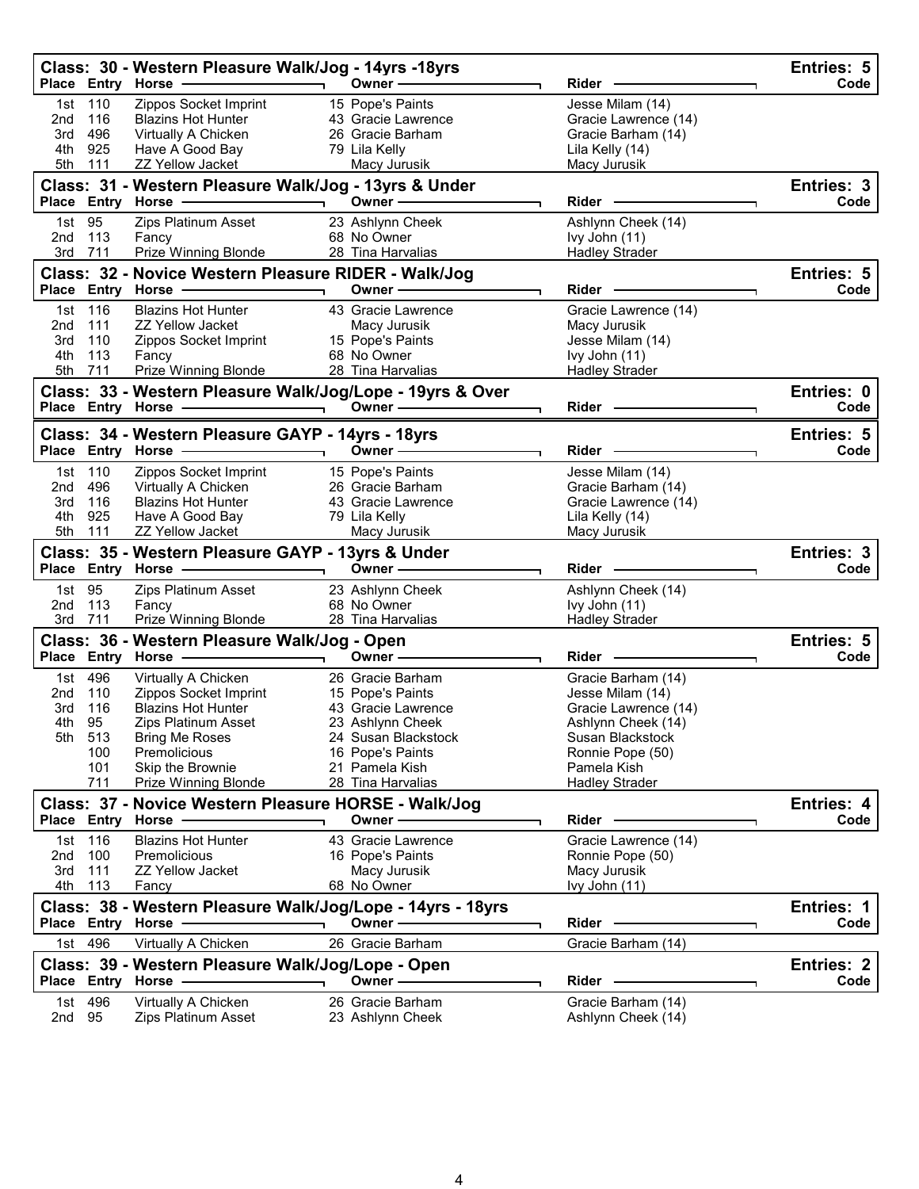## Class: 30 - Western Pleasure Walk/Jog - 14yrs -18yrs

Entries: 5

| Place | Entry | Horse | Owner | Rider | Code |
|---|---|---|---|---|---|
| 1st | 110 | Zippos Socket Imprint | 15 Pope's Paints | Jesse Milam (14) | |
| 2nd | 116 | Blazins Hot Hunter | 43 Gracie Lawrence | Gracie Lawrence (14) | |
| 3rd | 496 | Virtually A Chicken | 26 Gracie Barham | Gracie Barham (14) | |
| 4th | 925 | Have A Good Bay | 79 Lila Kelly | Lila Kelly (14) | |
| 5th | 111 | ZZ Yellow Jacket | Macy Jurusik | Macy Jurusik | |

## Class: 31 - Western Pleasure Walk/Jog - 13yrs & Under

Entries: 3

| Place | Entry | Horse | Owner | Rider | Code |
|---|---|---|---|---|---|
| 1st | 95 | Zips Platinum Asset | 23 Ashlynn Cheek | Ashlynn Cheek (14) | |
| 2nd | 113 | Fancy | 68 No Owner | Ivy John (11) | |
| 3rd | 711 | Prize Winning Blonde | 28 Tina Harvalias | Hadley Strader | |

## Class: 32 - Novice Western Pleasure RIDER - Walk/Jog

Entries: 5

| Place | Entry | Horse | Owner | Rider | Code |
|---|---|---|---|---|---|
| 1st | 116 | Blazins Hot Hunter | 43 Gracie Lawrence | Gracie Lawrence (14) | |
| 2nd | 111 | ZZ Yellow Jacket | Macy Jurusik | Macy Jurusik | |
| 3rd | 110 | Zippos Socket Imprint | 15 Pope's Paints | Jesse Milam (14) | |
| 4th | 113 | Fancy | 68 No Owner | Ivy John (11) | |
| 5th | 711 | Prize Winning Blonde | 28 Tina Harvalias | Hadley Strader | |

## Class: 33 - Western Pleasure Walk/Jog/Lope - 19yrs & Over

Entries: 0

| Place | Entry | Horse | Owner | Rider | Code |
|---|---|---|---|---|---|

## Class: 34 - Western Pleasure GAYP - 14yrs - 18yrs

Entries: 5

| Place | Entry | Horse | Owner | Rider | Code |
|---|---|---|---|---|---|
| 1st | 110 | Zippos Socket Imprint | 15 Pope's Paints | Jesse Milam (14) | |
| 2nd | 496 | Virtually A Chicken | 26 Gracie Barham | Gracie Barham (14) | |
| 3rd | 116 | Blazins Hot Hunter | 43 Gracie Lawrence | Gracie Lawrence (14) | |
| 4th | 925 | Have A Good Bay | 79 Lila Kelly | Lila Kelly (14) | |
| 5th | 111 | ZZ Yellow Jacket | Macy Jurusik | Macy Jurusik | |

## Class: 35 - Western Pleasure GAYP - 13yrs & Under

Entries: 3

| Place | Entry | Horse | Owner | Rider | Code |
|---|---|---|---|---|---|
| 1st | 95 | Zips Platinum Asset | 23 Ashlynn Cheek | Ashlynn Cheek (14) | |
| 2nd | 113 | Fancy | 68 No Owner | Ivy John (11) | |
| 3rd | 711 | Prize Winning Blonde | 28 Tina Harvalias | Hadley Strader | |

## Class: 36 - Western Pleasure Walk/Jog - Open

Entries: 5

| Place | Entry | Horse | Owner | Rider | Code |
|---|---|---|---|---|---|
| 1st | 496 | Virtually A Chicken | 26 Gracie Barham | Gracie Barham (14) | |
| 2nd | 110 | Zippos Socket Imprint | 15 Pope's Paints | Jesse Milam (14) | |
| 3rd | 116 | Blazins Hot Hunter | 43 Gracie Lawrence | Gracie Lawrence (14) | |
| 4th | 95 | Zips Platinum Asset | 23 Ashlynn Cheek | Ashlynn Cheek (14) | |
| 5th | 513 | Bring Me Roses | 24 Susan Blackstock | Susan Blackstock | |
| | 100 | Premolicious | 16 Pope's Paints | Ronnie Pope (50) | |
| | 101 | Skip the Brownie | 21 Pamela Kish | Pamela Kish | |
| | 711 | Prize Winning Blonde | 28 Tina Harvalias | Hadley Strader | |

## Class: 37 - Novice Western Pleasure HORSE - Walk/Jog

Entries: 4

| Place | Entry | Horse | Owner | Rider | Code |
|---|---|---|---|---|---|
| 1st | 116 | Blazins Hot Hunter | 43 Gracie Lawrence | Gracie Lawrence (14) | |
| 2nd | 100 | Premolicious | 16 Pope's Paints | Ronnie Pope (50) | |
| 3rd | 111 | ZZ Yellow Jacket | Macy Jurusik | Macy Jurusik | |
| 4th | 113 | Fancy | 68 No Owner | Ivy John (11) | |

## Class: 38 - Western Pleasure Walk/Jog/Lope - 14yrs - 18yrs

Entries: 1

| Place | Entry | Horse | Owner | Rider | Code |
|---|---|---|---|---|---|
| 1st | 496 | Virtually A Chicken | 26 Gracie Barham | Gracie Barham (14) | |

## Class: 39 - Western Pleasure Walk/Jog/Lope - Open

Entries: 2

| Place | Entry | Horse | Owner | Rider | Code |
|---|---|---|---|---|---|
| 1st | 496 | Virtually A Chicken | 26 Gracie Barham | Gracie Barham (14) | |
| 2nd | 95 | Zips Platinum Asset | 23 Ashlynn Cheek | Ashlynn Cheek (14) | |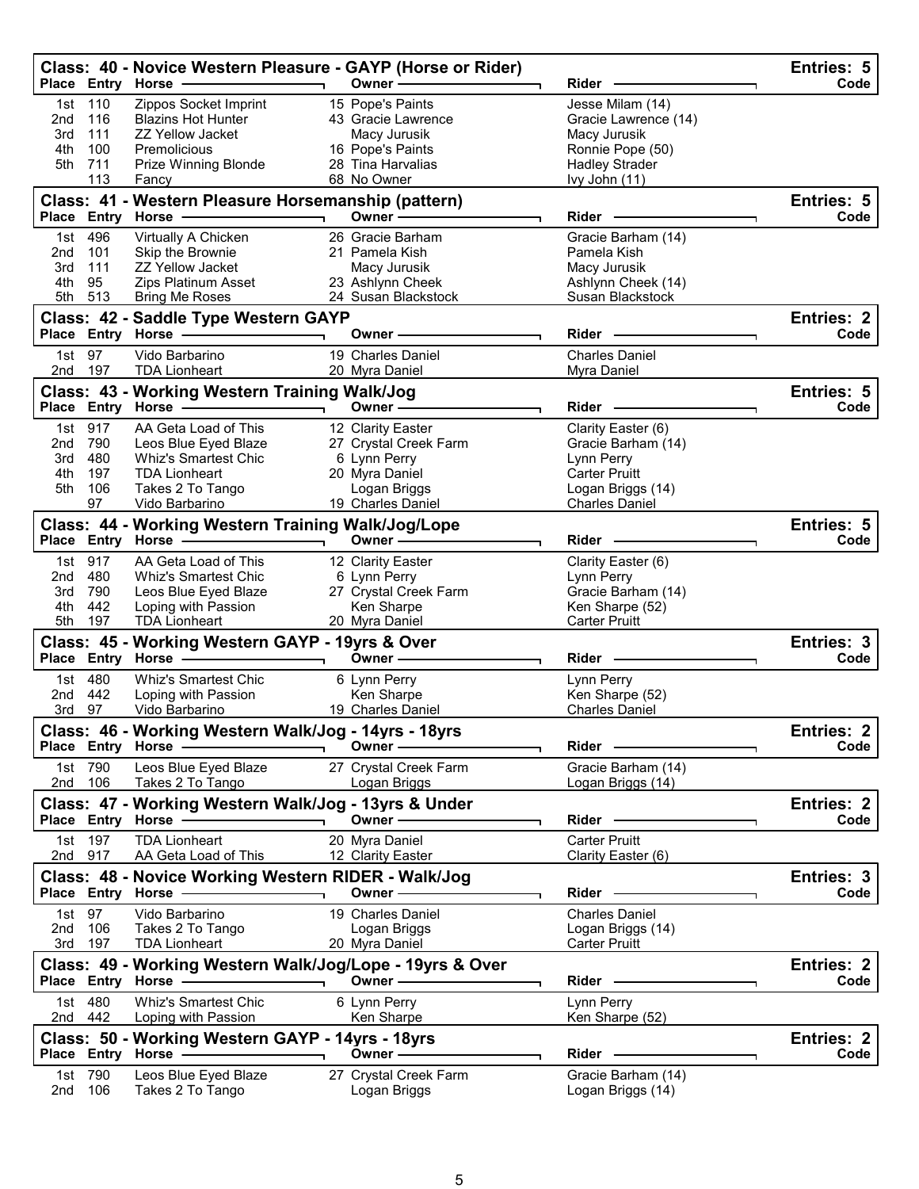## Class: 40 - Novice Western Pleasure - GAYP (Horse or Rider)

Entries: 5

| Place | Entry | Horse | Owner | Rider | Code |
|---|---|---|---|---|---|
| 1st | 110 | Zippos Socket Imprint | 15 Pope's Paints | Jesse Milam (14) | |
| 2nd | 116 | Blazins Hot Hunter | 43 Gracie Lawrence | Gracie Lawrence (14) | |
| 3rd | 111 | ZZ Yellow Jacket | Macy Jurusik | Macy Jurusik | |
| 4th | 100 | Premolicious | 16 Pope's Paints | Ronnie Pope (50) | |
| 5th | 711 | Prize Winning Blonde | 28 Tina Harvalias | Hadley Strader | |
| | 113 | Fancy | 68 No Owner | Ivy John (11) | |

## Class: 41 - Western Pleasure Horsemanship (pattern)

Entries: 5

| Place | Entry | Horse | Owner | Rider | Code |
|---|---|---|---|---|---|
| 1st | 496 | Virtually A Chicken | 26 Gracie Barham | Gracie Barham (14) | |
| 2nd | 101 | Skip the Brownie | 21 Pamela Kish | Pamela Kish | |
| 3rd | 111 | ZZ Yellow Jacket | Macy Jurusik | Macy Jurusik | |
| 4th | 95 | Zips Platinum Asset | 23 Ashlynn Cheek | Ashlynn Cheek (14) | |
| 5th | 513 | Bring Me Roses | 24 Susan Blackstock | Susan Blackstock | |

## Class: 42 - Saddle Type Western GAYP

Entries: 2

| Place | Entry | Horse | Owner | Rider | Code |
|---|---|---|---|---|---|
| 1st | 97 | Vido Barbarino | 19 Charles Daniel | Charles Daniel | |
| 2nd | 197 | TDA Lionheart | 20 Myra Daniel | Myra Daniel | |

## Class: 43 - Working Western Training Walk/Jog

Entries: 5

| Place | Entry | Horse | Owner | Rider | Code |
|---|---|---|---|---|---|
| 1st | 917 | AA Geta Load of This | 12 Clarity Easter | Clarity Easter (6) | |
| 2nd | 790 | Leos Blue Eyed Blaze | 27 Crystal Creek Farm | Gracie Barham (14) | |
| 3rd | 480 | Whiz's Smartest Chic | 6 Lynn Perry | Lynn Perry | |
| 4th | 197 | TDA Lionheart | 20 Myra Daniel | Carter Pruitt | |
| 5th | 106 | Takes 2 To Tango | Logan Briggs | Logan Briggs (14) | |
| | 97 | Vido Barbarino | 19 Charles Daniel | Charles Daniel | |

## Class: 44 - Working Western Training Walk/Jog/Lope

Entries: 5

| Place | Entry | Horse | Owner | Rider | Code |
|---|---|---|---|---|---|
| 1st | 917 | AA Geta Load of This | 12 Clarity Easter | Clarity Easter (6) | |
| 2nd | 480 | Whiz's Smartest Chic | 6 Lynn Perry | Lynn Perry | |
| 3rd | 790 | Leos Blue Eyed Blaze | 27 Crystal Creek Farm | Gracie Barham (14) | |
| 4th | 442 | Loping with Passion | Ken Sharpe | Ken Sharpe (52) | |
| 5th | 197 | TDA Lionheart | 20 Myra Daniel | Carter Pruitt | |

## Class: 45 - Working Western GAYP - 19yrs & Over

Entries: 3

| Place | Entry | Horse | Owner | Rider | Code |
|---|---|---|---|---|---|
| 1st | 480 | Whiz's Smartest Chic | 6 Lynn Perry | Lynn Perry | |
| 2nd | 442 | Loping with Passion | Ken Sharpe | Ken Sharpe (52) | |
| 3rd | 97 | Vido Barbarino | 19 Charles Daniel | Charles Daniel | |

## Class: 46 - Working Western Walk/Jog - 14yrs - 18yrs

Entries: 2

| Place | Entry | Horse | Owner | Rider | Code |
|---|---|---|---|---|---|
| 1st | 790 | Leos Blue Eyed Blaze | 27 Crystal Creek Farm | Gracie Barham (14) | |
| 2nd | 106 | Takes 2 To Tango | Logan Briggs | Logan Briggs (14) | |

## Class: 47 - Working Western Walk/Jog - 13yrs & Under

Entries: 2

| Place | Entry | Horse | Owner | Rider | Code |
|---|---|---|---|---|---|
| 1st | 197 | TDA Lionheart | 20 Myra Daniel | Carter Pruitt | |
| 2nd | 917 | AA Geta Load of This | 12 Clarity Easter | Clarity Easter (6) | |

## Class: 48 - Novice Working Western RIDER - Walk/Jog

Entries: 3

| Place | Entry | Horse | Owner | Rider | Code |
|---|---|---|---|---|---|
| 1st | 97 | Vido Barbarino | 19 Charles Daniel | Charles Daniel | |
| 2nd | 106 | Takes 2 To Tango | Logan Briggs | Logan Briggs (14) | |
| 3rd | 197 | TDA Lionheart | 20 Myra Daniel | Carter Pruitt | |

## Class: 49 - Working Western Walk/Jog/Lope - 19yrs & Over

Entries: 2

| Place | Entry | Horse | Owner | Rider | Code |
|---|---|---|---|---|---|
| 1st | 480 | Whiz's Smartest Chic | 6 Lynn Perry | Lynn Perry | |
| 2nd | 442 | Loping with Passion | Ken Sharpe | Ken Sharpe (52) | |

## Class: 50 - Working Western GAYP - 14yrs - 18yrs

Entries: 2

| Place | Entry | Horse | Owner | Rider | Code |
|---|---|---|---|---|---|
| 1st | 790 | Leos Blue Eyed Blaze | 27 Crystal Creek Farm | Gracie Barham (14) | |
| 2nd | 106 | Takes 2 To Tango | Logan Briggs | Logan Briggs (14) | |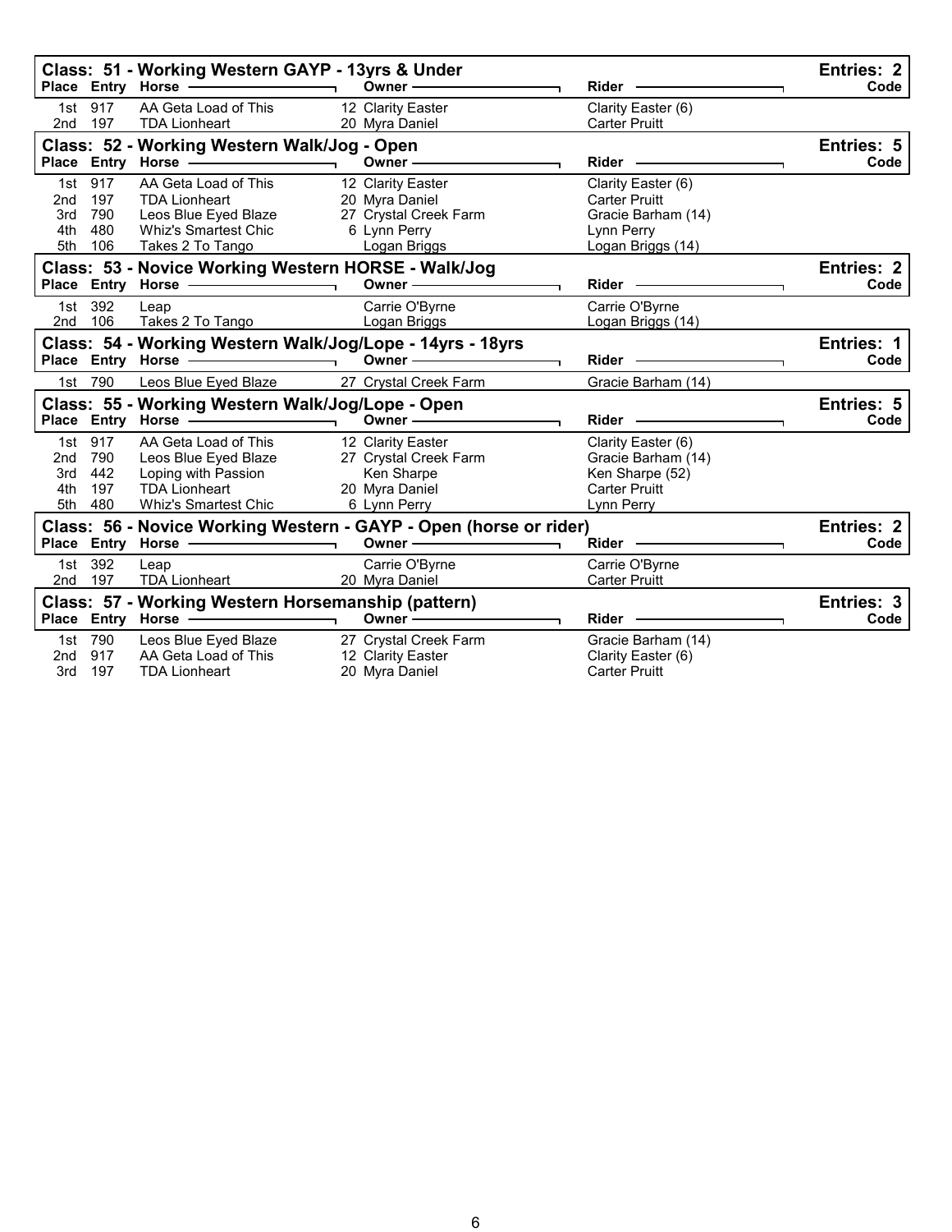## Class: 51 - Working Western GAYP - 13yrs & Under

Entries: 2

| Place | Entry | Horse | Owner | Rider | Code |
|---|---|---|---|---|---|
| 1st | 917 | AA Geta Load of This | 12 Clarity Easter | Clarity Easter (6) | |
| 2nd | 197 | TDA Lionheart | 20 Myra Daniel | Carter Pruitt | |

## Class: 52 - Working Western Walk/Jog - Open

Entries: 5

| Place | Entry | Horse | Owner | Rider | Code |
|---|---|---|---|---|---|
| 1st | 917 | AA Geta Load of This | 12 Clarity Easter | Clarity Easter (6) | |
| 2nd | 197 | TDA Lionheart | 20 Myra Daniel | Carter Pruitt | |
| 3rd | 790 | Leos Blue Eyed Blaze | 27 Crystal Creek Farm | Gracie Barham (14) | |
| 4th | 480 | Whiz's Smartest Chic | 6 Lynn Perry | Lynn Perry | |
| 5th | 106 | Takes 2 To Tango | Logan Briggs | Logan Briggs (14) | |

## Class: 53 - Novice Working Western HORSE - Walk/Jog

Entries: 2

| Place | Entry | Horse | Owner | Rider | Code |
|---|---|---|---|---|---|
| 1st | 392 | Leap | Carrie O'Byrne | Carrie O'Byrne | |
| 2nd | 106 | Takes 2 To Tango | Logan Briggs | Logan Briggs (14) | |

## Class: 54 - Working Western Walk/Jog/Lope - 14yrs - 18yrs

Entries: 1

| Place | Entry | Horse | Owner | Rider | Code |
|---|---|---|---|---|---|
| 1st | 790 | Leos Blue Eyed Blaze | 27 Crystal Creek Farm | Gracie Barham (14) | |

## Class: 55 - Working Western Walk/Jog/Lope - Open

Entries: 5

| Place | Entry | Horse | Owner | Rider | Code |
|---|---|---|---|---|---|
| 1st | 917 | AA Geta Load of This | 12 Clarity Easter | Clarity Easter (6) | |
| 2nd | 790 | Leos Blue Eyed Blaze | 27 Crystal Creek Farm | Gracie Barham (14) | |
| 3rd | 442 | Loping with Passion | Ken Sharpe | Ken Sharpe (52) | |
| 4th | 197 | TDA Lionheart | 20 Myra Daniel | Carter Pruitt | |
| 5th | 480 | Whiz's Smartest Chic | 6 Lynn Perry | Lynn Perry | |

## Class: 56 - Novice Working Western - GAYP - Open (horse or rider)

Entries: 2

| Place | Entry | Horse | Owner | Rider | Code |
|---|---|---|---|---|---|
| 1st | 392 | Leap | Carrie O'Byrne | Carrie O'Byrne | |
| 2nd | 197 | TDA Lionheart | 20 Myra Daniel | Carter Pruitt | |

## Class: 57 - Working Western Horsemanship (pattern)

Entries: 3

| Place | Entry | Horse | Owner | Rider | Code |
|---|---|---|---|---|---|
| 1st | 790 | Leos Blue Eyed Blaze | 27 Crystal Creek Farm | Gracie Barham (14) | |
| 2nd | 917 | AA Geta Load of This | 12 Clarity Easter | Clarity Easter (6) | |
| 3rd | 197 | TDA Lionheart | 20 Myra Daniel | Carter Pruitt | |